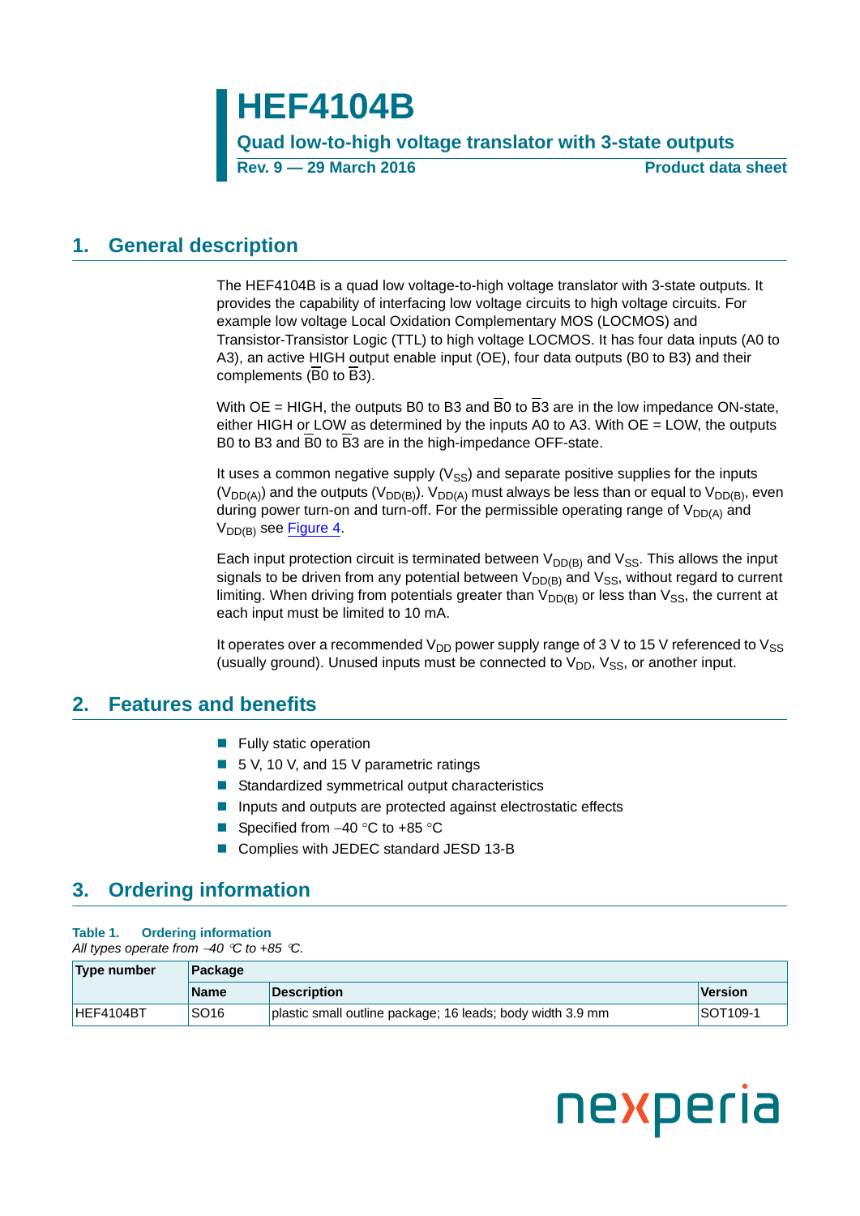# HEF4104B

**Quad low-to-high voltage translator with 3-state outputs**

**Rev. 9 — 29 March 2016** **Product data sheet**

## 1. General description

The HEF4104B is a quad low voltage-to-high voltage translator with 3-state outputs. It provides the capability of interfacing low voltage circuits to high voltage circuits. For example low voltage Local Oxidation Complementary MOS (LOCMOS) and Transistor-Transistor Logic (TTL) to high voltage LOCMOS. It has four data inputs (A0 to A3), an active HIGH output enable input (OE), four data outputs (B0 to B3) and their complements ($\overline{B0}$ to $\overline{B3}$).

With OE = HIGH, the outputs B0 to B3 and $\overline{B0}$ to $\overline{B3}$ are in the low impedance ON-state, either HIGH or LOW as determined by the inputs A0 to A3. With OE = LOW, the outputs B0 to B3 and $\overline{B0}$ to $\overline{B3}$ are in the high-impedance OFF-state.

It uses a common negative supply ($V_{SS}$) and separate positive supplies for the inputs ($V_{DD(A)}$) and the outputs ($V_{DD(B)}$). $V_{DD(A)}$ must always be less than or equal to $V_{DD(B)}$, even during power turn-on and turn-off. For the permissible operating range of $V_{DD(A)}$ and $V_{DD(B)}$ see Figure 4.

Each input protection circuit is terminated between $V_{DD(B)}$ and $V_{SS}$. This allows the input signals to be driven from any potential between $V_{DD(B)}$ and $V_{SS}$, without regard to current limiting. When driving from potentials greater than $V_{DD(B)}$ or less than $V_{SS}$, the current at each input must be limited to 10 mA.

It operates over a recommended $V_{DD}$ power supply range of 3 V to 15 V referenced to $V_{SS}$ (usually ground). Unused inputs must be connected to $V_{DD}$, $V_{SS}$, or another input.

## 2. Features and benefits

- Fully static operation
- 5 V, 10 V, and 15 V parametric ratings
- Standardized symmetrical output characteristics
- Inputs and outputs are protected against electrostatic effects
- Specified from −40 °C to +85 °C
- Complies with JEDEC standard JESD 13-B

## 3. Ordering information

**Table 1. Ordering information**

*All types operate from −40 °C to +85 °C.*

| Type number | Package | | |
|---|---|---|---|
| | Name | Description | Version |
| HEF4104BT | SO16 | plastic small outline package; 16 leads; body width 3.9 mm | SOT109-1 |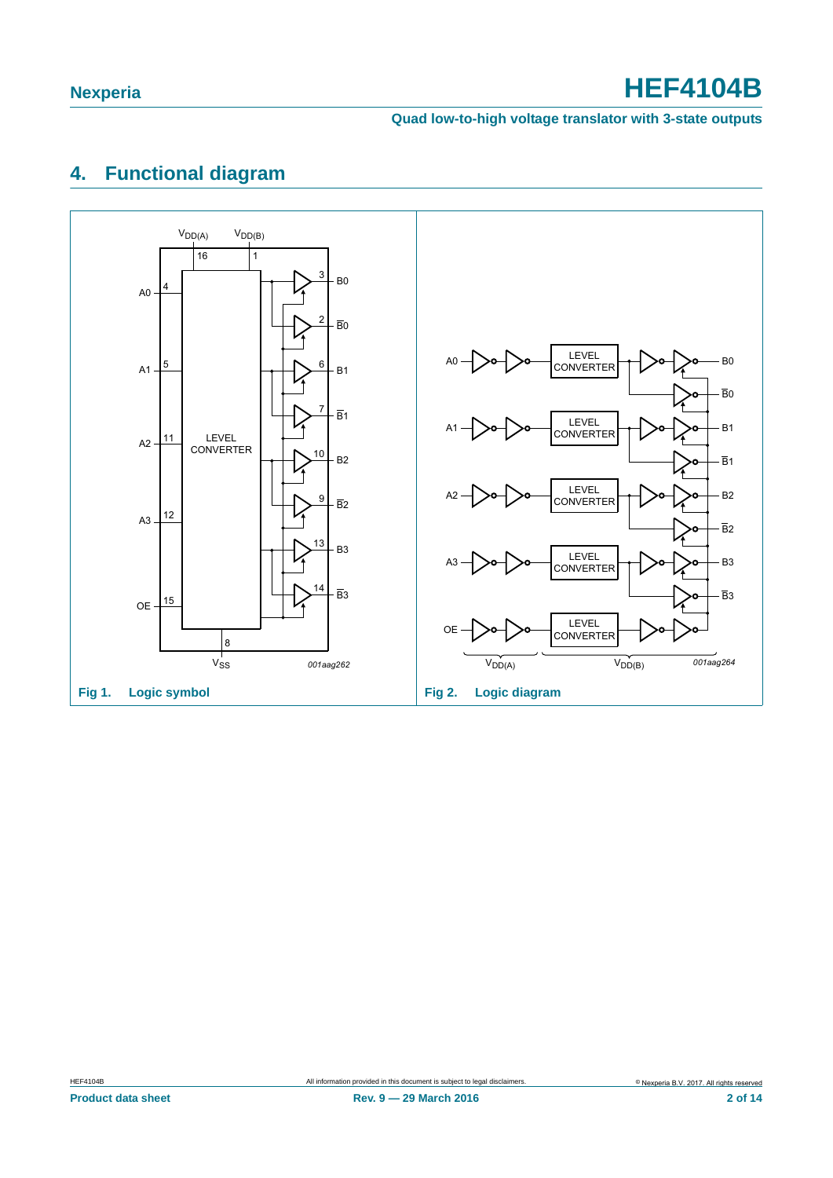## 4. Functional diagram

Fig 1. Logic symbol

Fig 2. Logic diagram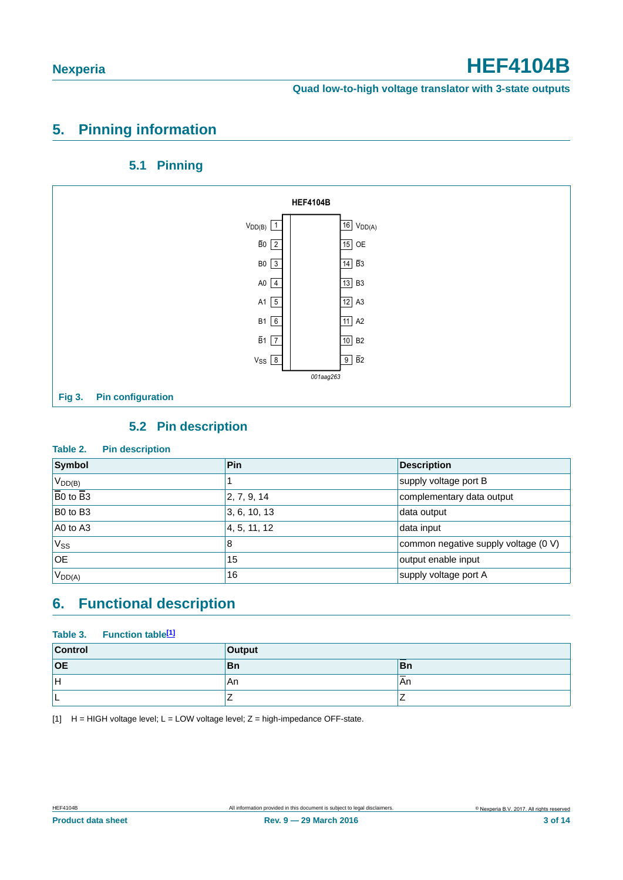## 5. Pinning information

### 5.1 Pinning

Fig 3. Pin configuration

### 5.2 Pin description

**Table 2. Pin description**

| Symbol | Pin | Description |
|---|---|---|
| $V_{DD(B)}$ | 1 | supply voltage port B |
| $\overline{B0}$ to $\overline{B3}$ | 2, 7, 9, 14 | complementary data output |
| B0 to B3 | 3, 6, 10, 13 | data output |
| A0 to A3 | 4, 5, 11, 12 | data input |
| $V_{SS}$ | 8 | common negative supply voltage (0 V) |
| OE | 15 | output enable input |
| $V_{DD(A)}$ | 16 | supply voltage port A |

## 6. Functional description

**Table 3. Function table[1]**

| Control | Output | |
|---|---|---|
| **OE** | **Bn** | **$\overline{Bn}$** |
| H | An | $\overline{An}$ |
| L | Z | Z |

[1] H = HIGH voltage level; L = LOW voltage level; Z = high-impedance OFF-state.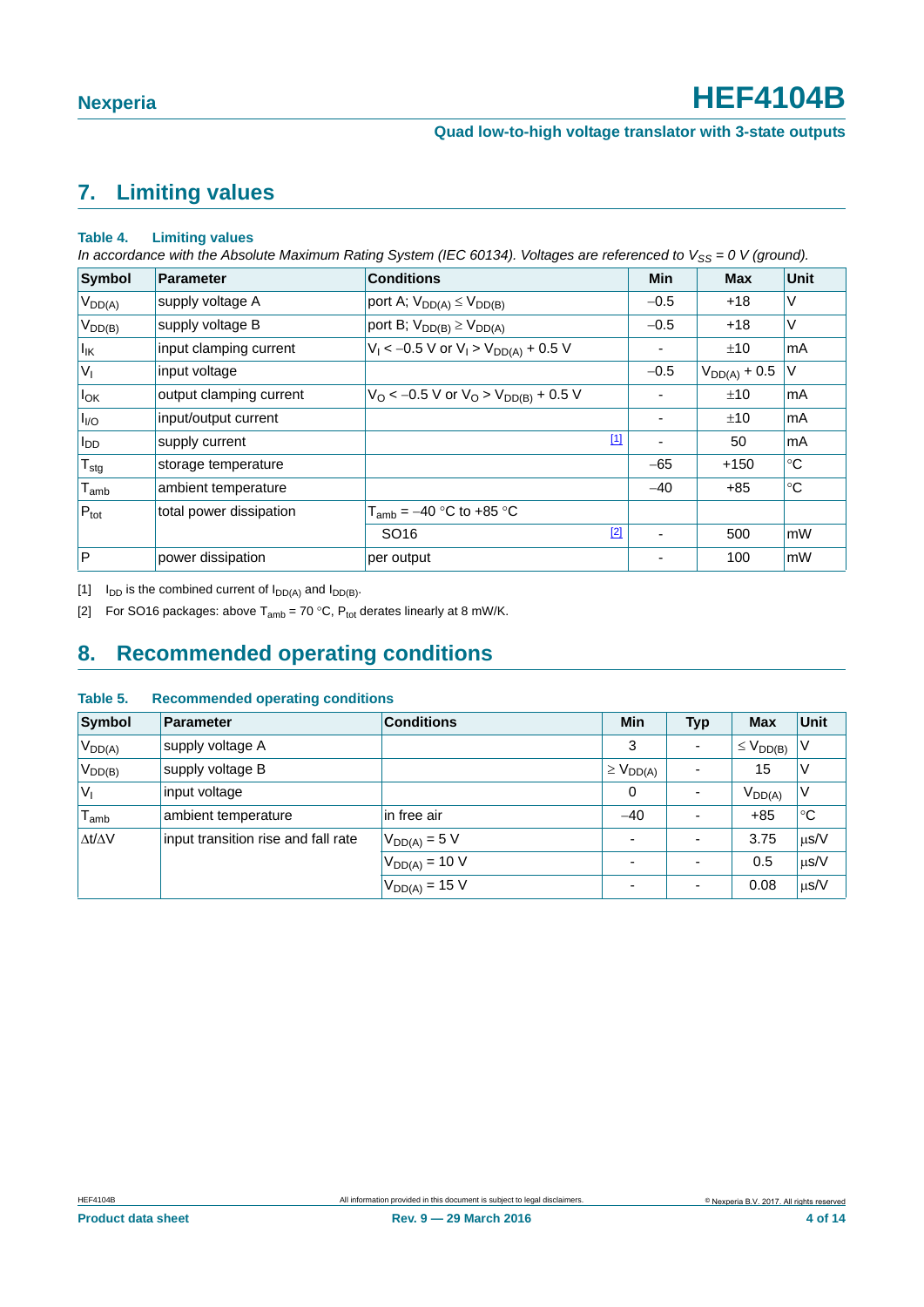## 7. Limiting values

**Table 4. Limiting values**

*In accordance with the Absolute Maximum Rating System (IEC 60134). Voltages are referenced to $V_{SS}$ = 0 V (ground).*

| Symbol | Parameter | Conditions | Min | Max | Unit |
|---|---|---|---|---|---|
| $V_{DD(A)}$ | supply voltage A | port A; $V_{DD(A)} \leq V_{DD(B)}$ | −0.5 | +18 | V |
| $V_{DD(B)}$ | supply voltage B | port B; $V_{DD(B)} \geq V_{DD(A)}$ | −0.5 | +18 | V |
| $I_{IK}$ | input clamping current | $V_I < -0.5$ V or $V_I > V_{DD(A)} + 0.5$ V | - | ±10 | mA |
| $V_I$ | input voltage | | −0.5 | $V_{DD(A)}$ + 0.5 | V |
| $I_{OK}$ | output clamping current | $V_O < -0.5$ V or $V_O > V_{DD(B)} + 0.5$ V | - | ±10 | mA |
| $I_{I/O}$ | input/output current | | - | ±10 | mA |
| $I_{DD}$ | supply current | [1] | - | 50 | mA |
| $T_{stg}$ | storage temperature | | −65 | +150 | °C |
| $T_{amb}$ | ambient temperature | | −40 | +85 | °C |
| $P_{tot}$ | total power dissipation | $T_{amb}$ = −40 °C to +85 °C | | | |
| | | SO16 [2] | - | 500 | mW |
| P | power dissipation | per output | - | 100 | mW |

[1] $I_{DD}$ is the combined current of $I_{DD(A)}$ and $I_{DD(B)}$.

[2] For SO16 packages: above $T_{amb}$ = 70 °C, $P_{tot}$ derates linearly at 8 mW/K.

## 8. Recommended operating conditions

**Table 5. Recommended operating conditions**

| Symbol | Parameter | Conditions | Min | Typ | Max | Unit |
|---|---|---|---|---|---|---|
| $V_{DD(A)}$ | supply voltage A | | 3 | - | $\leq V_{DD(B)}$ | V |
| $V_{DD(B)}$ | supply voltage B | | $\geq V_{DD(A)}$ | - | 15 | V |
| $V_I$ | input voltage | | 0 | - | $V_{DD(A)}$ | V |
| $T_{amb}$ | ambient temperature | in free air | −40 | - | +85 | °C |
| $\Delta t/\Delta V$ | input transition rise and fall rate | $V_{DD(A)}$ = 5 V | - | - | 3.75 | μs/V |
| | | $V_{DD(A)}$ = 10 V | - | - | 0.5 | μs/V |
| | | $V_{DD(A)}$ = 15 V | - | - | 0.08 | μs/V |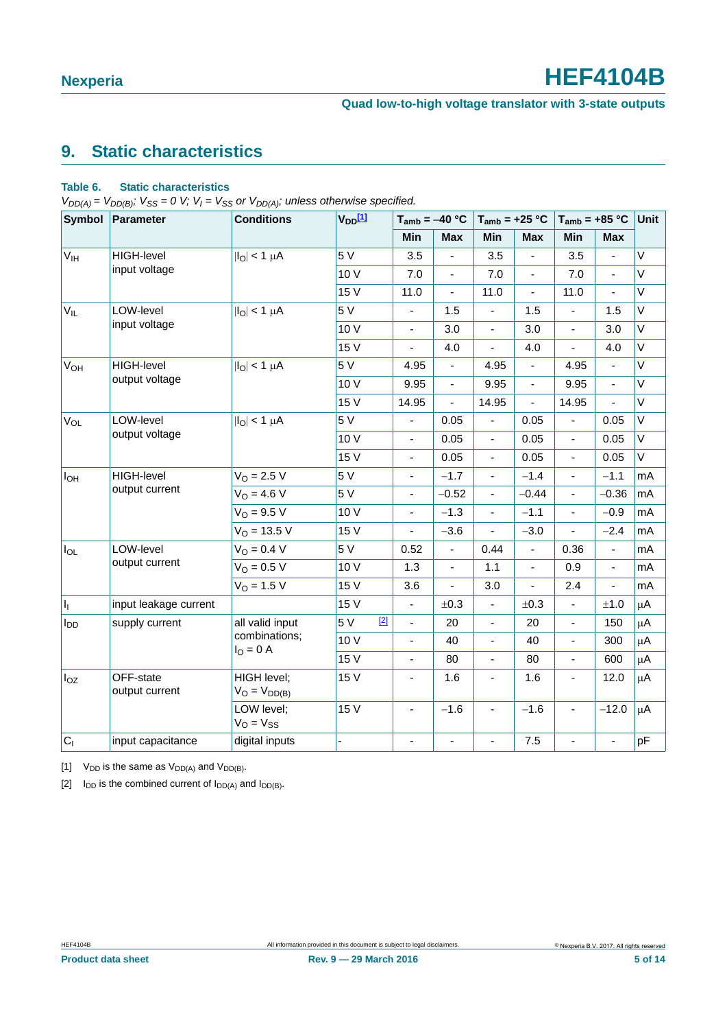## 9. Static characteristics

**Table 6. Static characteristics**

*$V_{DD(A)} = V_{DD(B)}$; $V_{SS}$ = 0 V; $V_I = V_{SS}$ or $V_{DD(A)}$; unless otherwise specified.*

| Symbol | Parameter | Conditions | $V_{DD}$ [1] | $T_{amb}$ = −40 °C | | $T_{amb}$ = +25 °C | | $T_{amb}$ = +85 °C | | Unit |
|---|---|---|---|---|---|---|---|---|---|---|
| | | | | Min | Max | Min | Max | Min | Max | |
| $V_{IH}$ | HIGH-level input voltage | $\|I_O\| < 1$ μA | 5 V | 3.5 | - | 3.5 | - | 3.5 | - | V |
| | | | 10 V | 7.0 | - | 7.0 | - | 7.0 | - | V |
| | | | 15 V | 11.0 | - | 11.0 | - | 11.0 | - | V |
| $V_{IL}$ | LOW-level input voltage | $\|I_O\| < 1$ μA | 5 V | - | 1.5 | - | 1.5 | - | 1.5 | V |
| | | | 10 V | - | 3.0 | - | 3.0 | - | 3.0 | V |
| | | | 15 V | - | 4.0 | - | 4.0 | - | 4.0 | V |
| $V_{OH}$ | HIGH-level output voltage | $\|I_O\| < 1$ μA | 5 V | 4.95 | - | 4.95 | - | 4.95 | - | V |
| | | | 10 V | 9.95 | - | 9.95 | - | 9.95 | - | V |
| | | | 15 V | 14.95 | - | 14.95 | - | 14.95 | - | V |
| $V_{OL}$ | LOW-level output voltage | $\|I_O\| < 1$ μA | 5 V | - | 0.05 | - | 0.05 | - | 0.05 | V |
| | | | 10 V | - | 0.05 | - | 0.05 | - | 0.05 | V |
| | | | 15 V | - | 0.05 | - | 0.05 | - | 0.05 | V |
| $I_{OH}$ | HIGH-level output current | $V_O$ = 2.5 V | 5 V | - | −1.7 | - | −1.4 | - | −1.1 | mA |
| | | $V_O$ = 4.6 V | 5 V | - | −0.52 | - | −0.44 | - | −0.36 | mA |
| | | $V_O$ = 9.5 V | 10 V | - | −1.3 | - | −1.1 | - | −0.9 | mA |
| | | $V_O$ = 13.5 V | 15 V | - | −3.6 | - | −3.0 | - | −2.4 | mA |
| $I_{OL}$ | LOW-level output current | $V_O$ = 0.4 V | 5 V | 0.52 | - | 0.44 | - | 0.36 | - | mA |
| | | $V_O$ = 0.5 V | 10 V | 1.3 | - | 1.1 | - | 0.9 | - | mA |
| | | $V_O$ = 1.5 V | 15 V | 3.6 | - | 3.0 | - | 2.4 | - | mA |
| $I_I$ | input leakage current | | 15 V | - | ±0.3 | - | ±0.3 | - | ±1.0 | μA |
| $I_{DD}$ | supply current | all valid input combinations; $I_O$ = 0 A | 5 V [2] | - | 20 | - | 20 | - | 150 | μA |
| | | | 10 V | - | 40 | - | 40 | - | 300 | μA |
| | | | 15 V | - | 80 | - | 80 | - | 600 | μA |
| $I_{OZ}$ | OFF-state output current | HIGH level; $V_O = V_{DD(B)}$ | 15 V | - | 1.6 | - | 1.6 | - | 12.0 | μA |
| | | LOW level; $V_O = V_{SS}$ | 15 V | - | −1.6 | - | −1.6 | - | −12.0 | μA |
| $C_I$ | input capacitance | digital inputs | - | - | - | - | 7.5 | - | - | pF |

[1] $V_{DD}$ is the same as $V_{DD(A)}$ and $V_{DD(B)}$.

[2] $I_{DD}$ is the combined current of $I_{DD(A)}$ and $I_{DD(B)}$.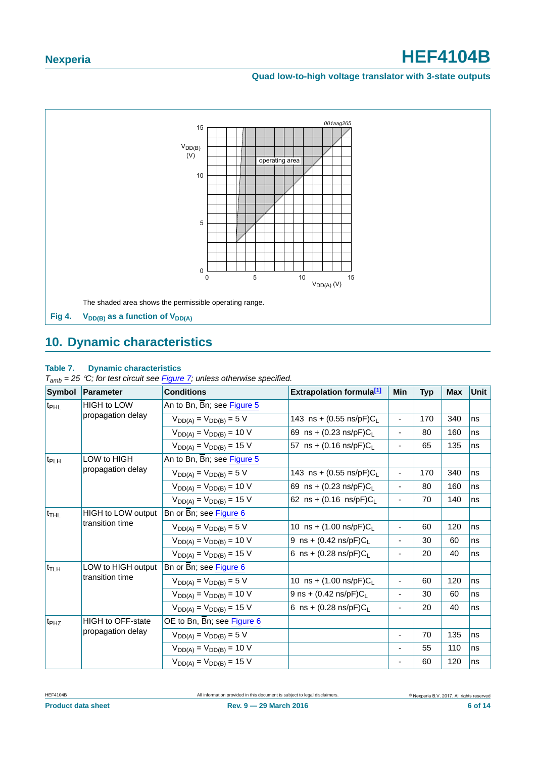The shaded area shows the permissible operating range.

**Fig 4. $V_{DD(B)}$ as a function of $V_{DD(A)}$**

## 10. Dynamic characteristics

**Table 7. Dynamic characteristics**

*$T_{amb}$ = 25 °C; for test circuit see Figure 7; unless otherwise specified.*

| Symbol | Parameter | Conditions | Extrapolation formula[1] | Min | Typ | Max | Unit |
|---|---|---|---|---|---|---|---|
| $t_{PHL}$ | HIGH to LOW propagation delay | An to Bn, $\overline{Bn}$; see Figure 5 | | | | | |
| | | $V_{DD(A)} = V_{DD(B)}$ = 5 V | 143 ns + (0.55 ns/pF)$C_L$ | - | 170 | 340 | ns |
| | | $V_{DD(A)} = V_{DD(B)}$ = 10 V | 69 ns + (0.23 ns/pF)$C_L$ | - | 80 | 160 | ns |
| | | $V_{DD(A)} = V_{DD(B)}$ = 15 V | 57 ns + (0.16 ns/pF)$C_L$ | - | 65 | 135 | ns |
| $t_{PLH}$ | LOW to HIGH propagation delay | An to Bn, $\overline{Bn}$; see Figure 5 | | | | | |
| | | $V_{DD(A)} = V_{DD(B)}$ = 5 V | 143 ns + (0.55 ns/pF)$C_L$ | - | 170 | 340 | ns |
| | | $V_{DD(A)} = V_{DD(B)}$ = 10 V | 69 ns + (0.23 ns/pF)$C_L$ | - | 80 | 160 | ns |
| | | $V_{DD(A)} = V_{DD(B)}$ = 15 V | 62 ns + (0.16 ns/pF)$C_L$ | - | 70 | 140 | ns |
| $t_{THL}$ | HIGH to LOW output transition time | Bn or $\overline{Bn}$; see Figure 6 | | | | | |
| | | $V_{DD(A)} = V_{DD(B)}$ = 5 V | 10 ns + (1.00 ns/pF)$C_L$ | - | 60 | 120 | ns |
| | | $V_{DD(A)} = V_{DD(B)}$ = 10 V | 9 ns + (0.42 ns/pF)$C_L$ | - | 30 | 60 | ns |
| | | $V_{DD(A)} = V_{DD(B)}$ = 15 V | 6 ns + (0.28 ns/pF)$C_L$ | - | 20 | 40 | ns |
| $t_{TLH}$ | LOW to HIGH output transition time | Bn or $\overline{Bn}$; see Figure 6 | | | | | |
| | | $V_{DD(A)} = V_{DD(B)}$ = 5 V | 10 ns + (1.00 ns/pF)$C_L$ | - | 60 | 120 | ns |
| | | $V_{DD(A)} = V_{DD(B)}$ = 10 V | 9 ns + (0.42 ns/pF)$C_L$ | - | 30 | 60 | ns |
| | | $V_{DD(A)} = V_{DD(B)}$ = 15 V | 6 ns + (0.28 ns/pF)$C_L$ | - | 20 | 40 | ns |
| $t_{PHZ}$ | HIGH to OFF-state propagation delay | OE to Bn, $\overline{Bn}$; see Figure 6 | | | | | |
| | | $V_{DD(A)} = V_{DD(B)}$ = 5 V | | - | 70 | 135 | ns |
| | | $V_{DD(A)} = V_{DD(B)}$ = 10 V | | - | 55 | 110 | ns |
| | | $V_{DD(A)} = V_{DD(B)}$ = 15 V | | - | 60 | 120 | ns |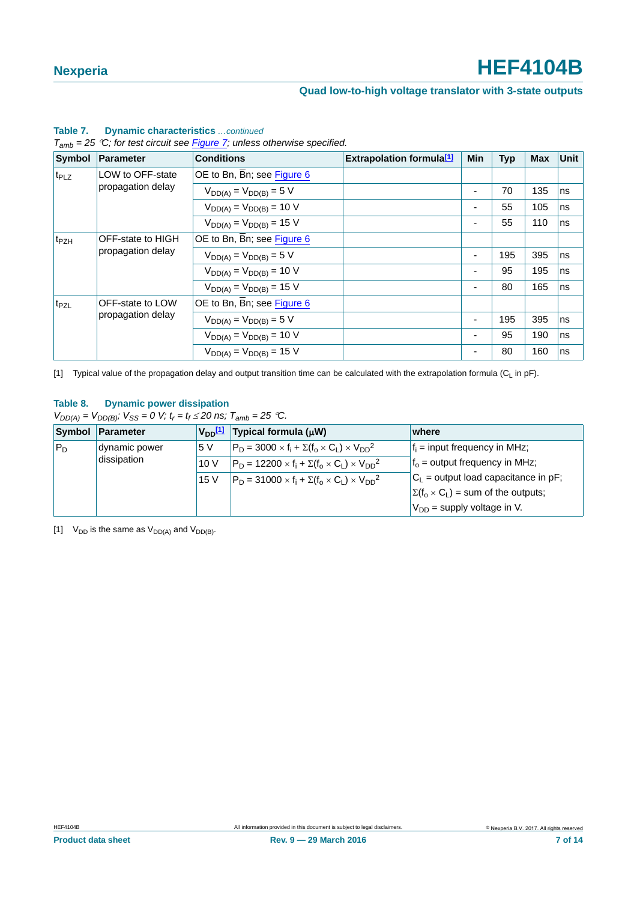**Table 7. Dynamic characteristics** *...continued*

*$T_{amb}$ = 25 °C; for test circuit see Figure 7; unless otherwise specified.*

| Symbol | Parameter | Conditions | Extrapolation formula[1] | Min | Typ | Max | Unit |
|---|---|---|---|---|---|---|---|
| $t_{PLZ}$ | LOW to OFF-state propagation delay | OE to Bn, $\overline{Bn}$; see Figure 6 | | | | | |
| | | $V_{DD(A)} = V_{DD(B)} = 5$ V | | - | 70 | 135 | ns |
| | | $V_{DD(A)} = V_{DD(B)} = 10$ V | | - | 55 | 105 | ns |
| | | $V_{DD(A)} = V_{DD(B)} = 15$ V | | - | 55 | 110 | ns |
| $t_{PZH}$ | OFF-state to HIGH propagation delay | OE to Bn, $\overline{Bn}$; see Figure 6 | | | | | |
| | | $V_{DD(A)} = V_{DD(B)} = 5$ V | | - | 195 | 395 | ns |
| | | $V_{DD(A)} = V_{DD(B)} = 10$ V | | - | 95 | 195 | ns |
| | | $V_{DD(A)} = V_{DD(B)} = 15$ V | | - | 80 | 165 | ns |
| $t_{PZL}$ | OFF-state to LOW propagation delay | OE to Bn, $\overline{Bn}$; see Figure 6 | | | | | |
| | | $V_{DD(A)} = V_{DD(B)} = 5$ V | | - | 195 | 395 | ns |
| | | $V_{DD(A)} = V_{DD(B)} = 10$ V | | - | 95 | 190 | ns |
| | | $V_{DD(A)} = V_{DD(B)} = 15$ V | | - | 80 | 160 | ns |

[1] Typical value of the propagation delay and output transition time can be calculated with the extrapolation formula ($C_L$ in pF).

**Table 8. Dynamic power dissipation**

*$V_{DD(A)} = V_{DD(B)}$; $V_{SS}$ = 0 V; $t_r = t_f \leq 20$ ns; $T_{amb}$ = 25 °C.*

| Symbol | Parameter | $V_{DD}$[1] | Typical formula (μW) | where |
|---|---|---|---|---|
| $P_D$ | dynamic power dissipation | 5 V | $P_D = 3000 \times f_i + \Sigma(f_o \times C_L) \times V_{DD}^2$ | $f_i$ = input frequency in MHz; |
| | | 10 V | $P_D = 12200 \times f_i + \Sigma(f_o \times C_L) \times V_{DD}^2$ | $f_o$ = output frequency in MHz; |
| | | 15 V | $P_D = 31000 \times f_i + \Sigma(f_o \times C_L) \times V_{DD}^2$ | $C_L$ = output load capacitance in pF; |
| | | | | $\Sigma(f_o \times C_L)$ = sum of the outputs; |
| | | | | $V_{DD}$ = supply voltage in V. |

[1] $V_{DD}$ is the same as $V_{DD(A)}$ and $V_{DD(B)}$.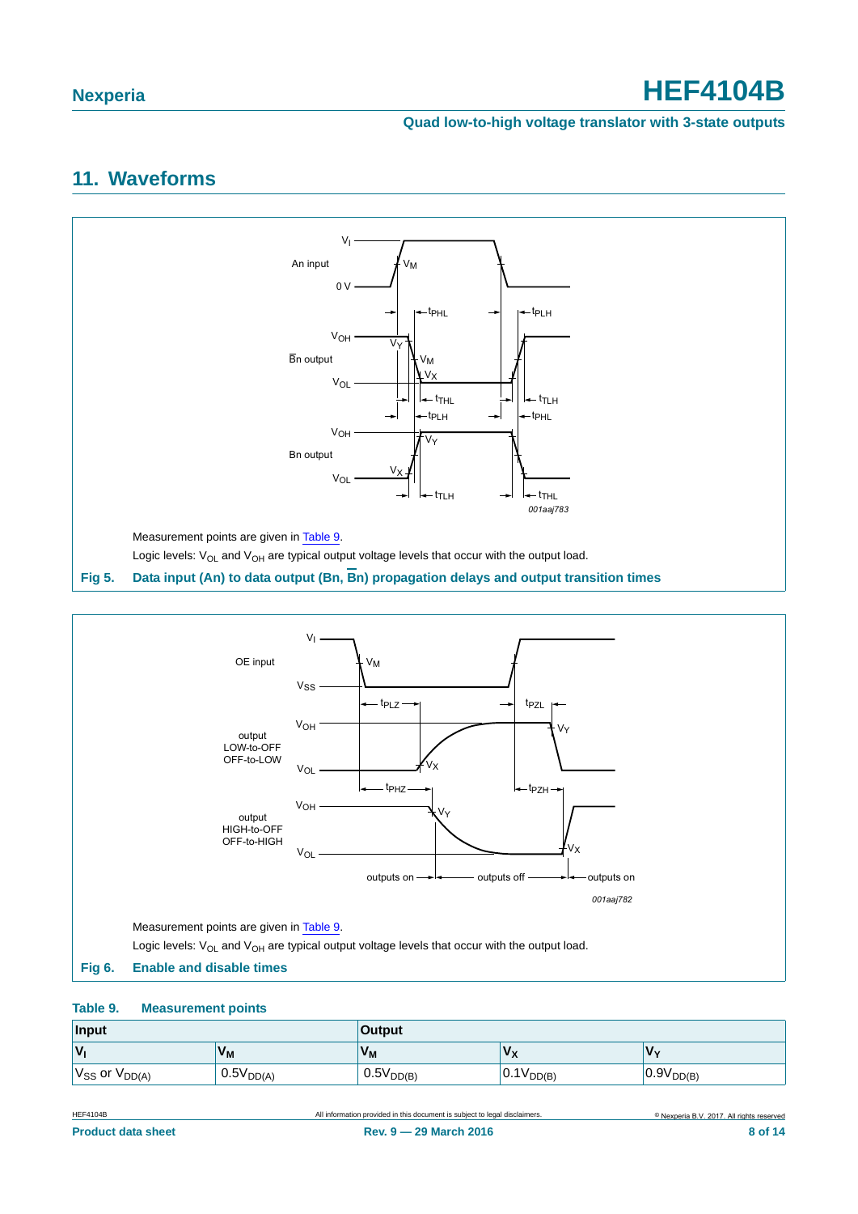## 11. Waveforms

Measurement points are given in Table 9.

Logic levels: $V_{OL}$ and $V_{OH}$ are typical output voltage levels that occur with the output load.

**Fig 5. Data input (An) to data output (Bn, $\overline{Bn}$) propagation delays and output transition times**

Measurement points are given in Table 9.

Logic levels: $V_{OL}$ and $V_{OH}$ are typical output voltage levels that occur with the output load.

**Fig 6. Enable and disable times**

**Table 9. Measurement points**

| Input | | Output | | |
|---|---|---|---|---|
| $V_I$ | $V_M$ | $V_M$ | $V_X$ | $V_Y$ |
| $V_{SS}$ or $V_{DD(A)}$ | $0.5V_{DD(A)}$ | $0.5V_{DD(B)}$ | $0.1V_{DD(B)}$ | $0.9V_{DD(B)}$ |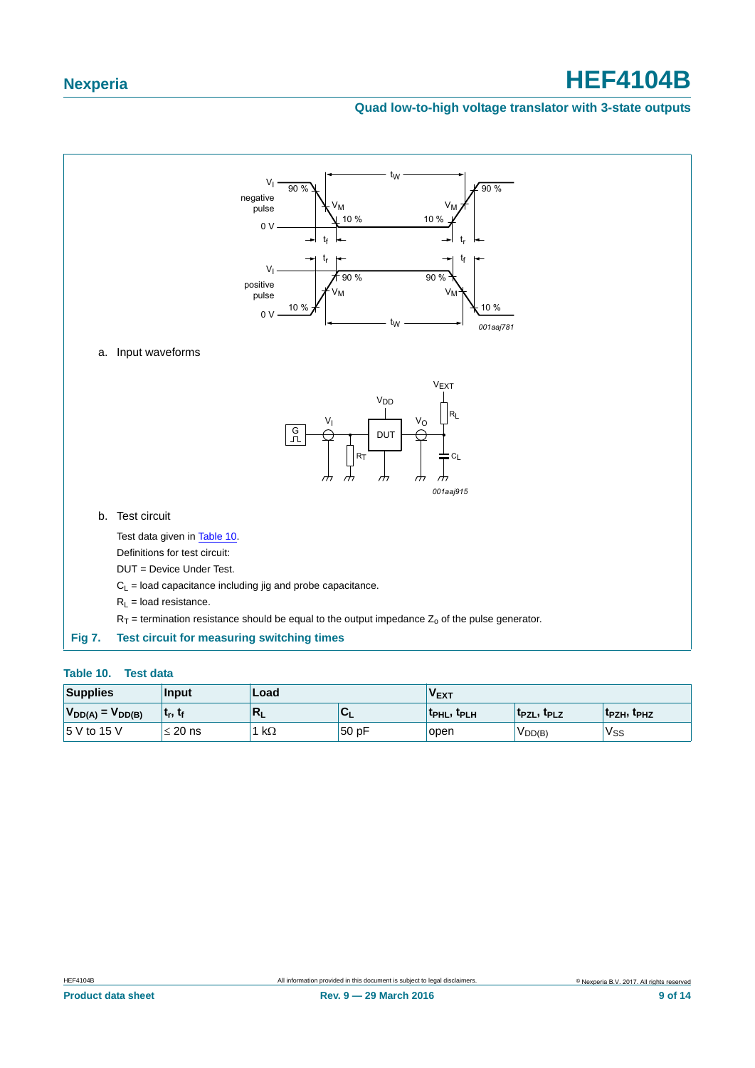a. Input waveforms

b. Test circuit

Test data given in Table 10.

Definitions for test circuit:

DUT = Device Under Test.

$C_L$ = load capacitance including jig and probe capacitance.

$R_L$ = load resistance.

$R_T$ = termination resistance should be equal to the output impedance $Z_o$ of the pulse generator.

**Fig 7. Test circuit for measuring switching times**

**Table 10. Test data**

| Supplies | Input | Load | | $V_{EXT}$ | | |
|---|---|---|---|---|---|---|
| $V_{DD(A)} = V_{DD(B)}$ | $t_r$, $t_f$ | $R_L$ | $C_L$ | $t_{PHL}$, $t_{PLH}$ | $t_{PZL}$, $t_{PLZ}$ | $t_{PZH}$, $t_{PHZ}$ |
| 5 V to 15 V | ≤ 20 ns | 1 kΩ | 50 pF | open | $V_{DD(B)}$ | $V_{SS}$ |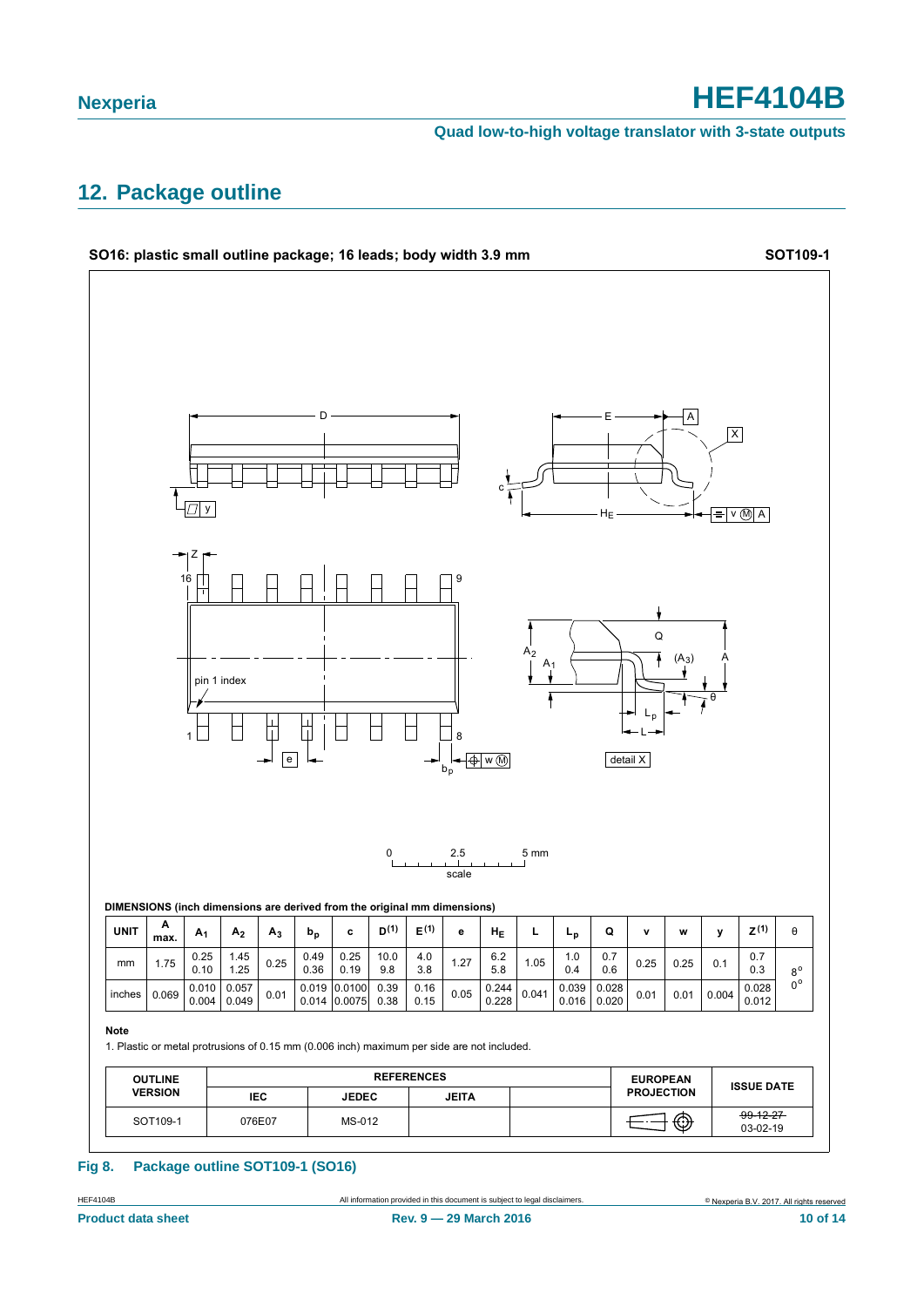## 12. Package outline

**SO16: plastic small outline package; 16 leads; body width 3.9 mm** **SOT109-1**

**DIMENSIONS (inch dimensions are derived from the original mm dimensions)**

| UNIT | A max. | $A_1$ | $A_2$ | $A_3$ | $b_p$ | c | $D^{(1)}$ | $E^{(1)}$ | e | $H_E$ | L | $L_p$ | Q | v | w | y | $Z^{(1)}$ | θ |
|---|---|---|---|---|---|---|---|---|---|---|---|---|---|---|---|---|---|---|
| mm | 1.75 | 0.25<br>0.10 | 1.45<br>1.25 | 0.25 | 0.49<br>0.36 | 0.25<br>0.19 | 10.0<br>9.8 | 4.0<br>3.8 | 1.27 | 6.2<br>5.8 | 1.05 | 1.0<br>0.4 | 0.7<br>0.6 | 0.25 | 0.25 | 0.1 | 0.7<br>0.3 | 8°<br>0° |
| inches | 0.069 | 0.010<br>0.004 | 0.057<br>0.049 | 0.01 | 0.019<br>0.014 | 0.0100<br>0.0075 | 0.39<br>0.38 | 0.16<br>0.15 | 0.05 | 0.244<br>0.228 | 0.041 | 0.039<br>0.016 | 0.028<br>0.020 | 0.01 | 0.01 | 0.004 | 0.028<br>0.012 | |

**Note**

1. Plastic or metal protrusions of 0.15 mm (0.006 inch) maximum per side are not included.

| OUTLINE VERSION | REFERENCES | | | | EUROPEAN PROJECTION | ISSUE DATE |
|---|---|---|---|---|---|---|
| | IEC | JEDEC | JEITA | | | |
| SOT109-1 | 076E07 | MS-012 | | | | ~~99-12-27~~<br>03-02-19 |

**Fig 8. Package outline SOT109-1 (SO16)**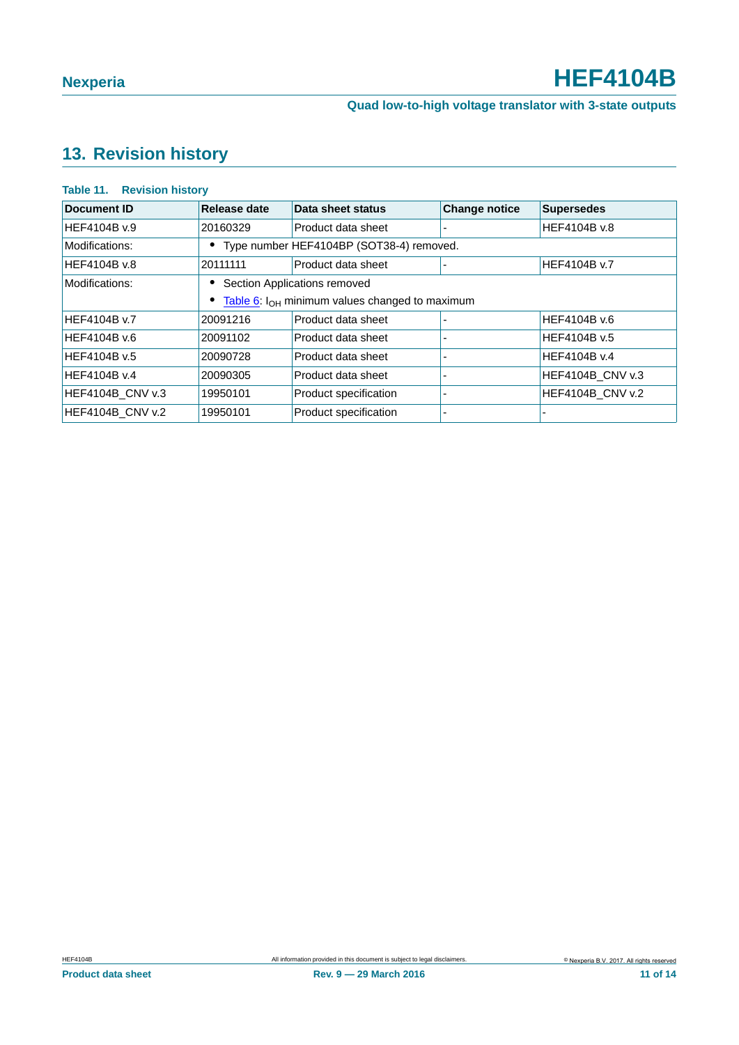## 13. Revision history

**Table 11. Revision history**

| Document ID | Release date | Data sheet status | Change notice | Supersedes |
|---|---|---|---|---|
| HEF4104B v.9 | 20160329 | Product data sheet | - | HEF4104B v.8 |
| Modifications: | • Type number HEF4104BP (SOT38-4) removed. | | | |
| HEF4104B v.8 | 20111111 | Product data sheet | - | HEF4104B v.7 |
| Modifications: | • Section Applications removed<br>• Table 6: $I_{OH}$ minimum values changed to maximum | | | |
| HEF4104B v.7 | 20091216 | Product data sheet | - | HEF4104B v.6 |
| HEF4104B v.6 | 20091102 | Product data sheet | - | HEF4104B v.5 |
| HEF4104B v.5 | 20090728 | Product data sheet | - | HEF4104B v.4 |
| HEF4104B v.4 | 20090305 | Product data sheet | - | HEF4104B_CNV v.3 |
| HEF4104B_CNV v.3 | 19950101 | Product specification | - | HEF4104B_CNV v.2 |
| HEF4104B_CNV v.2 | 19950101 | Product specification | - | - |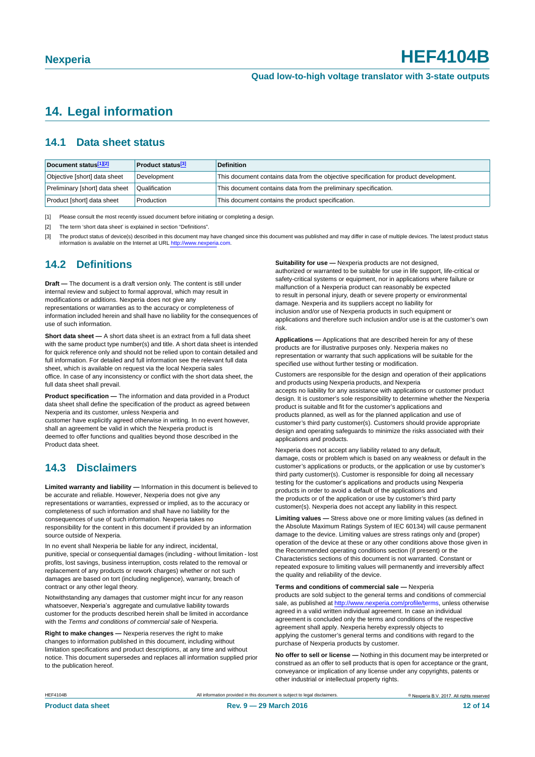# 14. Legal information

## 14.1 Data sheet status

| Document status[1][2] | Product status[3] | Definition |
|---|---|---|
| Objective [short] data sheet | Development | This document contains data from the objective specification for product development. |
| Preliminary [short] data sheet | Qualification | This document contains data from the preliminary specification. |
| Product [short] data sheet | Production | This document contains the product specification. |

[1] Please consult the most recently issued document before initiating or completing a design.

[2] The term 'short data sheet' is explained in section "Definitions".

[3] The product status of device(s) described in this document may have changed since this document was published and may differ in case of multiple devices. The latest product status information is available on the Internet at URL http://www.nexperia.com.

## 14.2 Definitions

**Draft —** The document is a draft version only. The content is still under internal review and subject to formal approval, which may result in modifications or additions. Nexperia does not give any representations or warranties as to the accuracy or completeness of information included herein and shall have no liability for the consequences of use of such information.

**Short data sheet —** A short data sheet is an extract from a full data sheet with the same product type number(s) and title. A short data sheet is intended for quick reference only and should not be relied upon to contain detailed and full information. For detailed and full information see the relevant full data sheet, which is available on request via the local Nexperia sales office. In case of any inconsistency or conflict with the short data sheet, the full data sheet shall prevail.

**Product specification —** The information and data provided in a Product data sheet shall define the specification of the product as agreed between Nexperia and its customer, unless Nexperia and customer have explicitly agreed otherwise in writing. In no event however, shall an agreement be valid in which the Nexperia product is deemed to offer functions and qualities beyond those described in the Product data sheet.

## 14.3 Disclaimers

**Limited warranty and liability —** Information in this document is believed to be accurate and reliable. However, Nexperia does not give any representations or warranties, expressed or implied, as to the accuracy or completeness of such information and shall have no liability for the consequences of use of such information. Nexperia takes no responsibility for the content in this document if provided by an information source outside of Nexperia.

In no event shall Nexperia be liable for any indirect, incidental, punitive, special or consequential damages (including - without limitation - lost profits, lost savings, business interruption, costs related to the removal or replacement of any products or rework charges) whether or not such damages are based on tort (including negligence), warranty, breach of contract or any other legal theory.

Notwithstanding any damages that customer might incur for any reason whatsoever, Nexperia's aggregate and cumulative liability towards customer for the products described herein shall be limited in accordance with the *Terms and conditions of commercial sale* of Nexperia.

**Right to make changes —** Nexperia reserves the right to make changes to information published in this document, including without limitation specifications and product descriptions, at any time and without notice. This document supersedes and replaces all information supplied prior to the publication hereof.

**Suitability for use —** Nexperia products are not designed, authorized or warranted to be suitable for use in life support, life-critical or safety-critical systems or equipment, nor in applications where failure or malfunction of a Nexperia product can reasonably be expected to result in personal injury, death or severe property or environmental damage. Nexperia and its suppliers accept no liability for inclusion and/or use of Nexperia products in such equipment or applications and therefore such inclusion and/or use is at the customer's own risk.

**Applications —** Applications that are described herein for any of these products are for illustrative purposes only. Nexperia makes no representation or warranty that such applications will be suitable for the specified use without further testing or modification.

Customers are responsible for the design and operation of their applications and products using Nexperia products, and Nexperia accepts no liability for any assistance with applications or customer product design. It is customer's sole responsibility to determine whether the Nexperia product is suitable and fit for the customer's applications and products planned, as well as for the planned application and use of customer's third party customer(s). Customers should provide appropriate design and operating safeguards to minimize the risks associated with their applications and products.

Nexperia does not accept any liability related to any default, damage, costs or problem which is based on any weakness or default in the customer's applications or products, or the application or use by customer's third party customer(s). Customer is responsible for doing all necessary testing for the customer's applications and products using Nexperia products in order to avoid a default of the applications and the products or of the application or use by customer's third party customer(s). Nexperia does not accept any liability in this respect.

**Limiting values —** Stress above one or more limiting values (as defined in the Absolute Maximum Ratings System of IEC 60134) will cause permanent damage to the device. Limiting values are stress ratings only and (proper) operation of the device at these or any other conditions above those given in the Recommended operating conditions section (if present) or the Characteristics sections of this document is not warranted. Constant or repeated exposure to limiting values will permanently and irreversibly affect the quality and reliability of the device.

**Terms and conditions of commercial sale —** Nexperia products are sold subject to the general terms and conditions of commercial sale, as published at http://www.nexperia.com/profile/terms, unless otherwise agreed in a valid written individual agreement. In case an individual agreement is concluded only the terms and conditions of the respective agreement shall apply. Nexperia hereby expressly objects to applying the customer's general terms and conditions with regard to the purchase of Nexperia products by customer.

**No offer to sell or license —** Nothing in this document may be interpreted or construed as an offer to sell products that is open for acceptance or the grant, conveyance or implication of any license under any copyrights, patents or other industrial or intellectual property rights.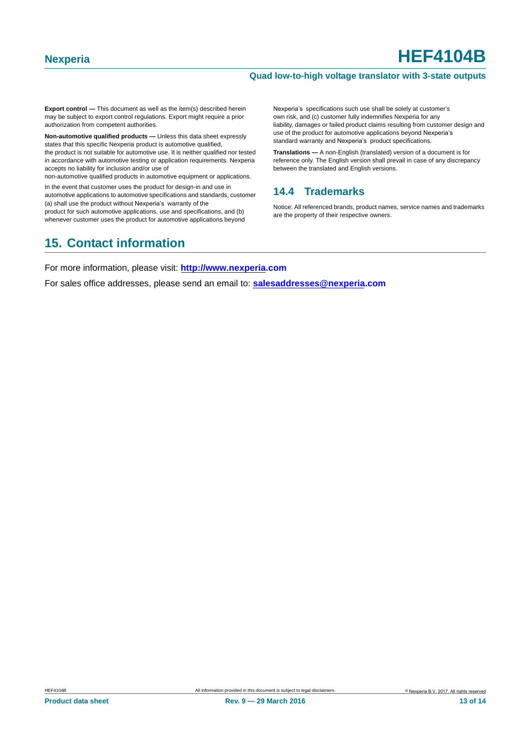**Export control —** This document as well as the item(s) described herein may be subject to export control regulations. Export might require a prior authorization from competent authorities.

**Non-automotive qualified products —** Unless this data sheet expressly states that this specific Nexperia product is automotive qualified, the product is not suitable for automotive use. It is neither qualified nor tested in accordance with automotive testing or application requirements. Nexperia accepts no liability for inclusion and/or use of non-automotive qualified products in automotive equipment or applications.

In the event that customer uses the product for design-in and use in automotive applications to automotive specifications and standards, customer (a) shall use the product without Nexperia's warranty of the product for such automotive applications, use and specifications, and (b) whenever customer uses the product for automotive applications beyond Nexperia's specifications such use shall be solely at customer's own risk, and (c) customer fully indemnifies Nexperia for any liability, damages or failed product claims resulting from customer design and use of the product for automotive applications beyond Nexperia's standard warranty and Nexperia's product specifications.

**Translations —** A non-English (translated) version of a document is for reference only. The English version shall prevail in case of any discrepancy between the translated and English versions.

### 14.4 Trademarks

Notice: All referenced brands, product names, service names and trademarks are the property of their respective owners.

## 15. Contact information

For more information, please visit: **http://www.nexperia.com**

For sales office addresses, please send an email to: **salesaddresses@nexperia.com**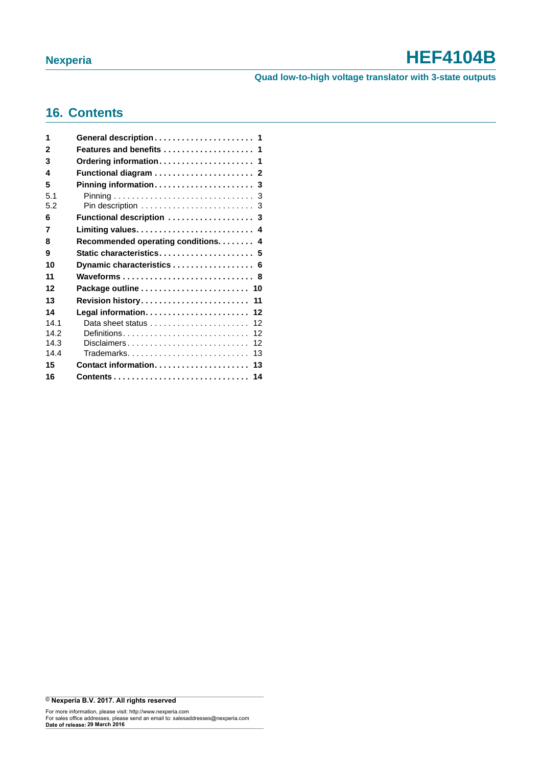## 16. Contents

| | | |
|---|---|---|
| **1** | **General description** | **1** |
| **2** | **Features and benefits** | **1** |
| **3** | **Ordering information** | **1** |
| **4** | **Functional diagram** | **2** |
| **5** | **Pinning information** | **3** |
| 5.1 | Pinning | 3 |
| 5.2 | Pin description | 3 |
| **6** | **Functional description** | **3** |
| **7** | **Limiting values** | **4** |
| **8** | **Recommended operating conditions** | **4** |
| **9** | **Static characteristics** | **5** |
| **10** | **Dynamic characteristics** | **6** |
| **11** | **Waveforms** | **8** |
| **12** | **Package outline** | **10** |
| **13** | **Revision history** | **11** |
| **14** | **Legal information** | **12** |
| 14.1 | Data sheet status | 12 |
| 14.2 | Definitions | 12 |
| 14.3 | Disclaimers | 12 |
| 14.4 | Trademarks | 13 |
| **15** | **Contact information** | **13** |
| **16** | **Contents** | **14** |

**© Nexperia B.V. 2017. All rights reserved**

For more information, please visit: http://www.nexperia.com
For sales office addresses, please send an email to: salesaddresses@nexperia.com
**Date of release: 29 March 2016**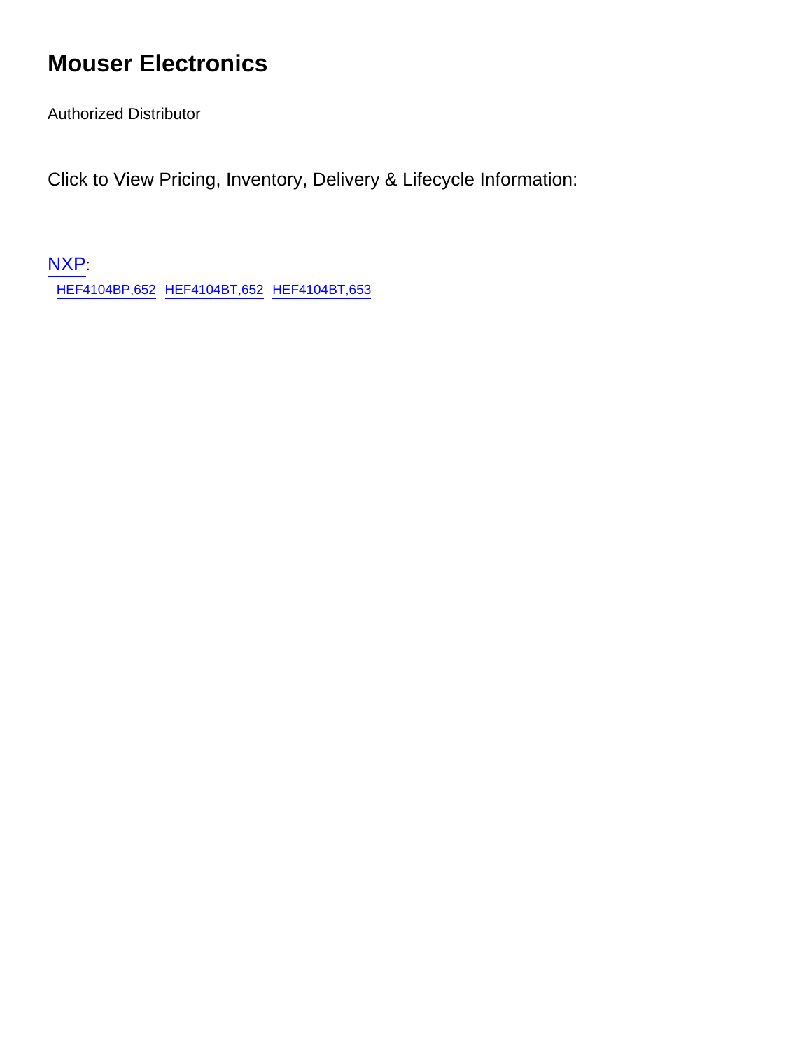# Mouser Electronics

Authorized Distributor

Click to View Pricing, Inventory, Delivery & Lifecycle Information:

NXP:

HEF4104BP,652 HEF4104BT,652 HEF4104BT,653